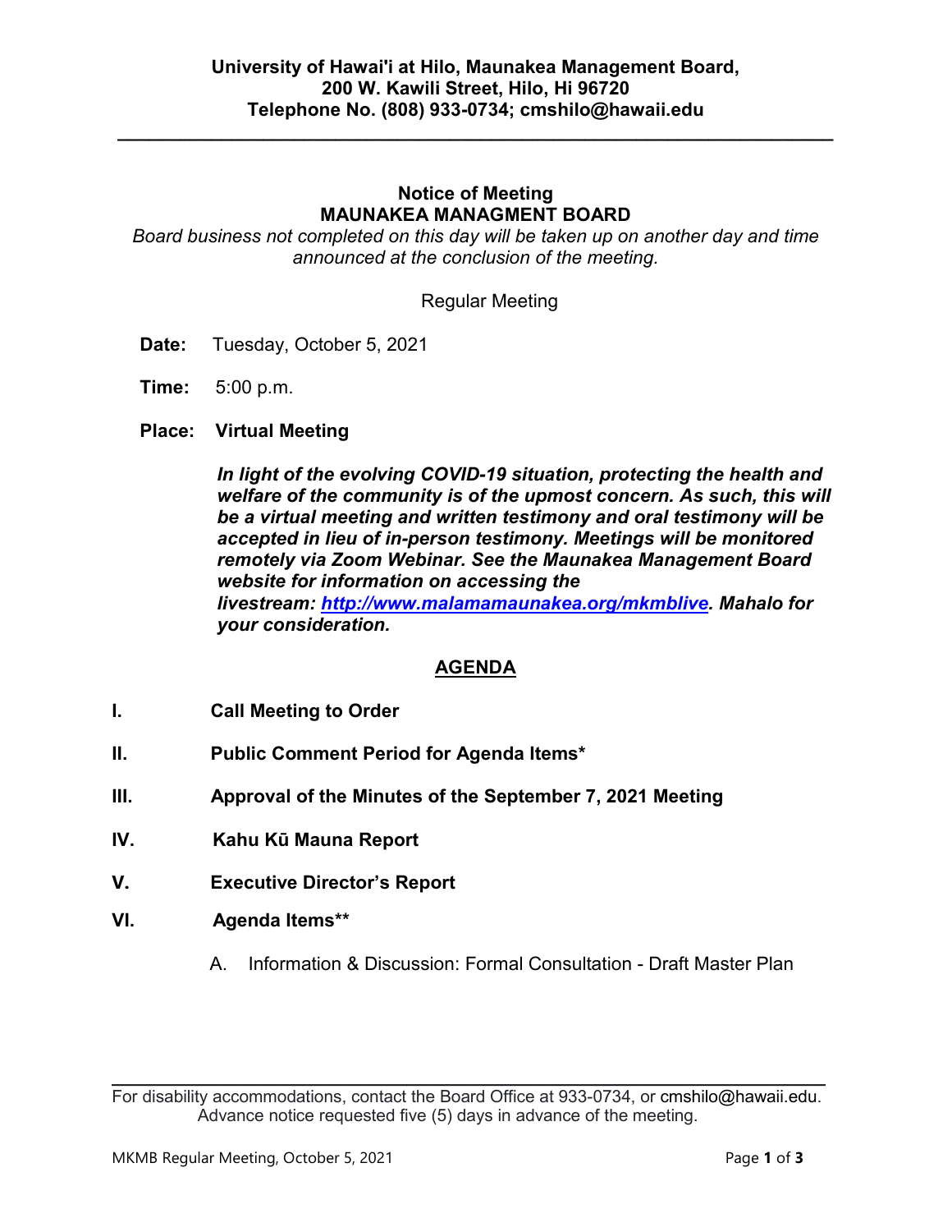**University of Hawai'i at Hilo, Maunakea Management Board,**
**200 W. Kawili Street, Hilo, Hi 96720**
**Telephone No. (808) 933-0734; cmshilo@hawaii.edu**

---

## Notice of Meeting
## MAUNAKEA MANAGMENT BOARD

*Board business not completed on this day will be taken up on another day and time announced at the conclusion of the meeting.*

Regular Meeting

**Date:** Tuesday, October 5, 2021

**Time:** 5:00 p.m.

**Place: Virtual Meeting**

***In light of the evolving COVID-19 situation, protecting the health and welfare of the community is of the upmost concern. As such, this will be a virtual meeting and written testimony and oral testimony will be accepted in lieu of in-person testimony. Meetings will be monitored remotely via Zoom Webinar. See the Maunakea Management Board website for information on accessing the livestream: [http://www.malamamaunakea.org/mkmblive](http://www.malamamaunakea.org/mkmblive). Mahalo for your consideration.***

## AGENDA

**I. Call Meeting to Order**

**II. Public Comment Period for Agenda Items***

**III. Approval of the Minutes of the September 7, 2021 Meeting**

**IV. Kahu Kū Mauna Report**

**V. Executive Director's Report**

**VI. Agenda Items****

A. Information & Discussion: Formal Consultation - Draft Master Plan

---

For disability accommodations, contact the Board Office at 933-0734, or cmshilo@hawaii.edu. Advance notice requested five (5) days in advance of the meeting.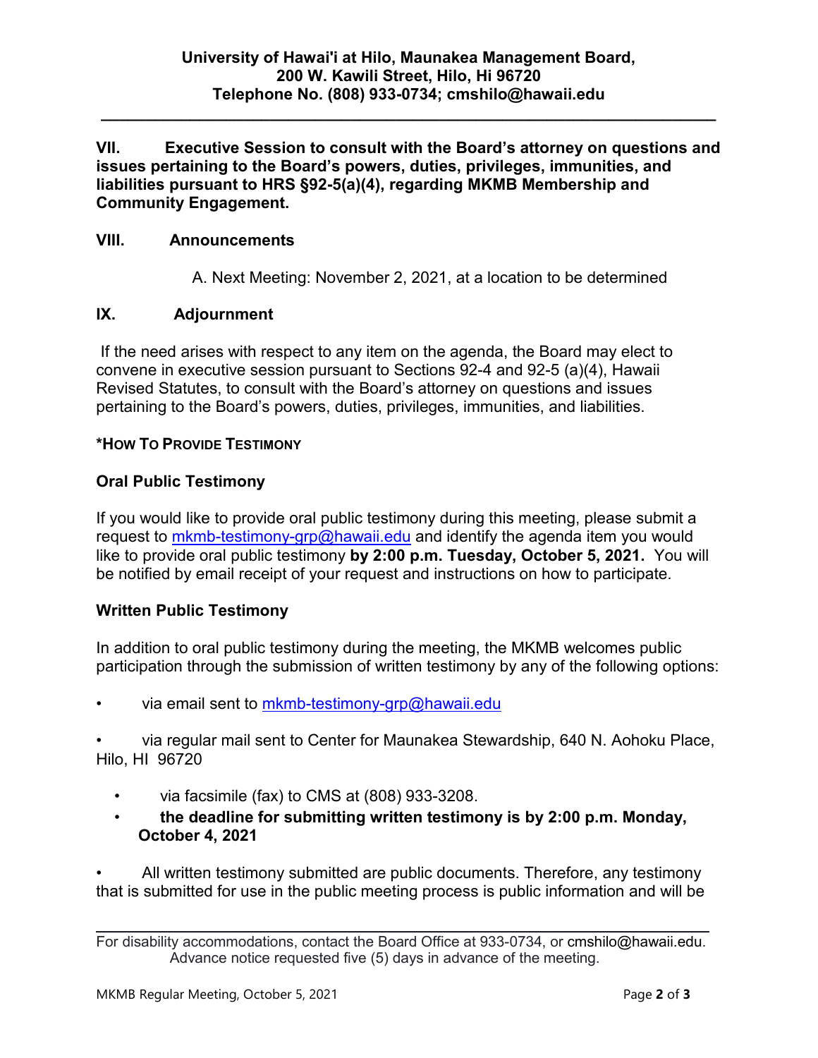**University of Hawai'i at Hilo, Maunakea Management Board, 200 W. Kawili Street, Hilo, Hi 96720 Telephone No. (808) 933-0734; cmshilo@hawaii.edu**

---

**VII. Executive Session to consult with the Board's attorney on questions and issues pertaining to the Board's powers, duties, privileges, immunities, and liabilities pursuant to HRS §92-5(a)(4), regarding MKMB Membership and Community Engagement.**

**VIII. Announcements**

A. Next Meeting: November 2, 2021, at a location to be determined

**IX. Adjournment**

If the need arises with respect to any item on the agenda, the Board may elect to convene in executive session pursuant to Sections 92-4 and 92-5 (a)(4), Hawaii Revised Statutes, to consult with the Board's attorney on questions and issues pertaining to the Board's powers, duties, privileges, immunities, and liabilities.

**\*HOW TO PROVIDE TESTIMONY**

**Oral Public Testimony**

If you would like to provide oral public testimony during this meeting, please submit a request to mkmb-testimony-grp@hawaii.edu and identify the agenda item you would like to provide oral public testimony **by 2:00 p.m. Tuesday, October 5, 2021.** You will be notified by email receipt of your request and instructions on how to participate.

**Written Public Testimony**

In addition to oral public testimony during the meeting, the MKMB welcomes public participation through the submission of written testimony by any of the following options:

- via email sent to mkmb-testimony-grp@hawaii.edu
- via regular mail sent to Center for Maunakea Stewardship, 640 N. Aohoku Place, Hilo, HI 96720
  - via facsimile (fax) to CMS at (808) 933-3208.
  - **the deadline for submitting written testimony is by 2:00 p.m. Monday, October 4, 2021**
- All written testimony submitted are public documents. Therefore, any testimony that is submitted for use in the public meeting process is public information and will be

---

For disability accommodations, contact the Board Office at 933-0734, or cmshilo@hawaii.edu. Advance notice requested five (5) days in advance of the meeting.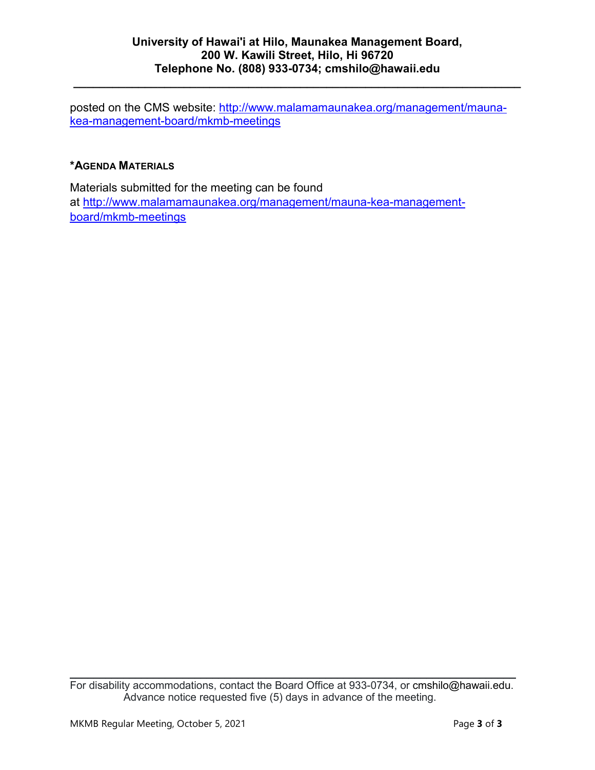posted on the CMS website: [http://www.malamamaunakea.org/management/mauna-kea-management-board/mkmb-meetings](http://www.malamamaunakea.org/management/mauna-kea-management-board/mkmb-meetings)

**\*AGENDA MATERIALS**

Materials submitted for the meeting can be found at [http://www.malamamaunakea.org/management/mauna-kea-management-board/mkmb-meetings](http://www.malamamaunakea.org/management/mauna-kea-management-board/mkmb-meetings)